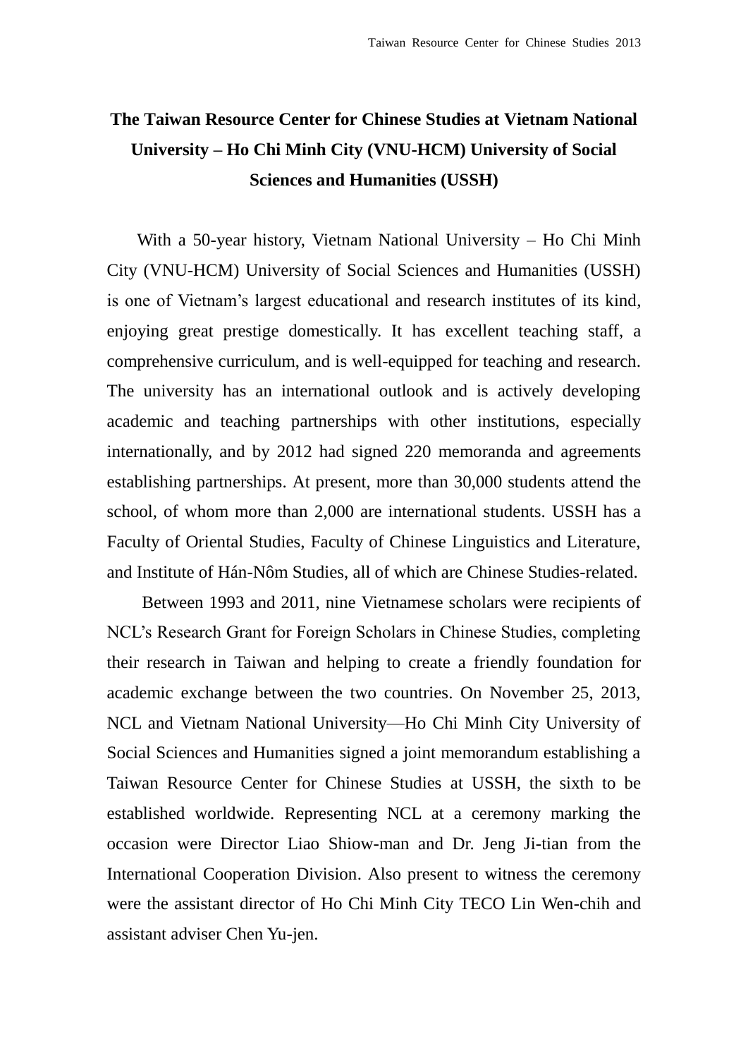# The Taiwan Resource Center for Chinese Studies at Vietnam National University – Ho Chi Minh City (VNU-HCM) University of Social Sciences and Humanities (USSH)

With a 50-year history, Vietnam National University – Ho Chi Minh City (VNU-HCM) University of Social Sciences and Humanities (USSH) is one of Vietnam's largest educational and research institutes of its kind, enjoying great prestige domestically. It has excellent teaching staff, a comprehensive curriculum, and is well-equipped for teaching and research. The university has an international outlook and is actively developing academic and teaching partnerships with other institutions, especially internationally, and by 2012 had signed 220 memoranda and agreements establishing partnerships. At present, more than 30,000 students attend the school, of whom more than 2,000 are international students. USSH has a Faculty of Oriental Studies, Faculty of Chinese Linguistics and Literature, and Institute of Hán-Nôm Studies, all of which are Chinese Studies-related.

Between 1993 and 2011, nine Vietnamese scholars were recipients of NCL's Research Grant for Foreign Scholars in Chinese Studies, completing their research in Taiwan and helping to create a friendly foundation for academic exchange between the two countries. On November 25, 2013, NCL and Vietnam National University—Ho Chi Minh City University of Social Sciences and Humanities signed a joint memorandum establishing a Taiwan Resource Center for Chinese Studies at USSH, the sixth to be established worldwide. Representing NCL at a ceremony marking the occasion were Director Liao Shiow-man and Dr. Jeng Ji-tian from the International Cooperation Division. Also present to witness the ceremony were the assistant director of Ho Chi Minh City TECO Lin Wen-chih and assistant adviser Chen Yu-jen.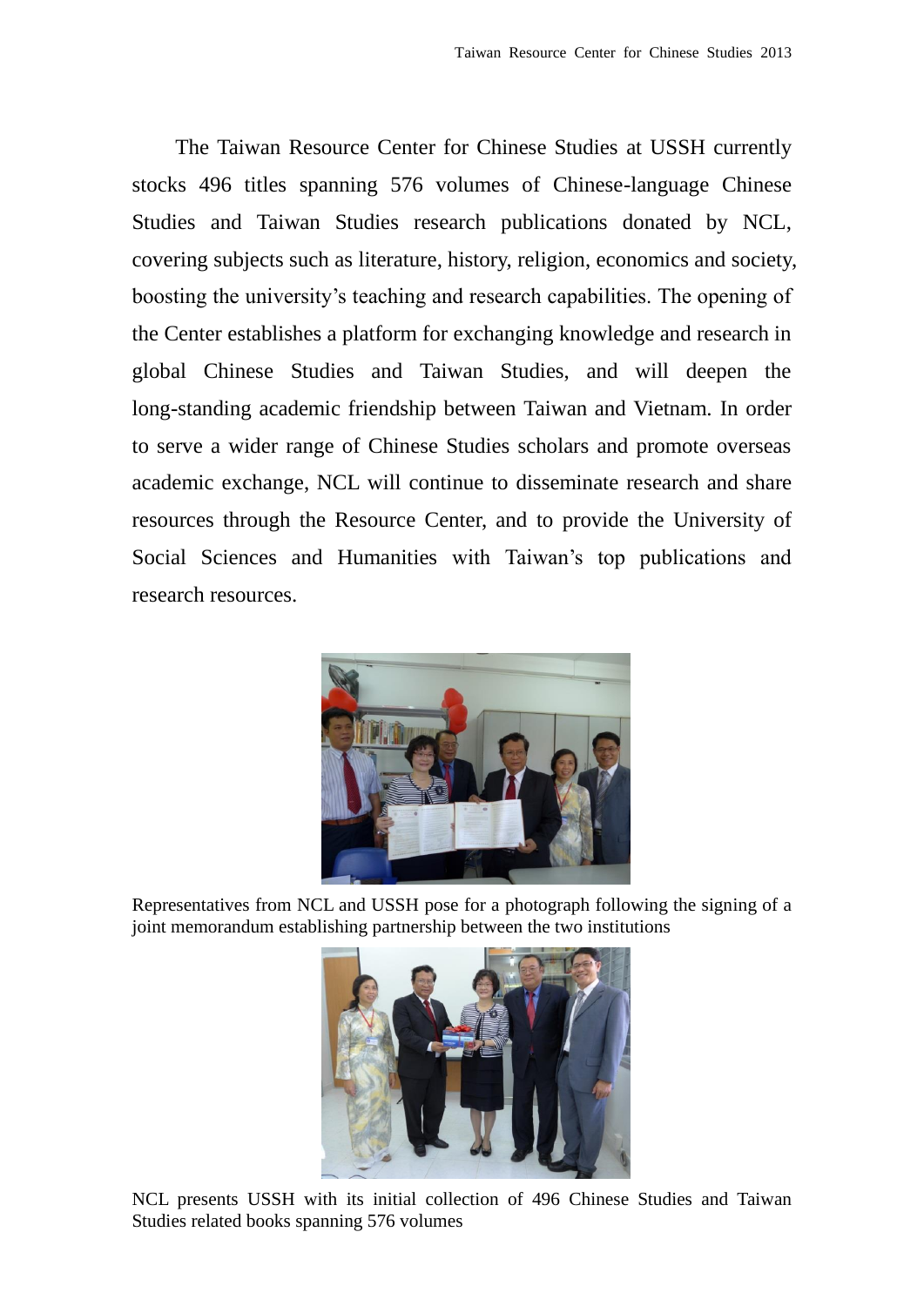The Taiwan Resource Center for Chinese Studies at USSH currently stocks 496 titles spanning 576 volumes of Chinese-language Chinese Studies and Taiwan Studies research publications donated by NCL, covering subjects such as literature, history, religion, economics and society, boosting the university's teaching and research capabilities. The opening of the Center establishes a platform for exchanging knowledge and research in global Chinese Studies and Taiwan Studies, and will deepen the long-standing academic friendship between Taiwan and Vietnam. In order to serve a wider range of Chinese Studies scholars and promote overseas academic exchange, NCL will continue to disseminate research and share resources through the Resource Center, and to provide the University of Social Sciences and Humanities with Taiwan's top publications and research resources.

Representatives from NCL and USSH pose for a photograph following the signing of a joint memorandum establishing partnership between the two institutions

NCL presents USSH with its initial collection of 496 Chinese Studies and Taiwan Studies related books spanning 576 volumes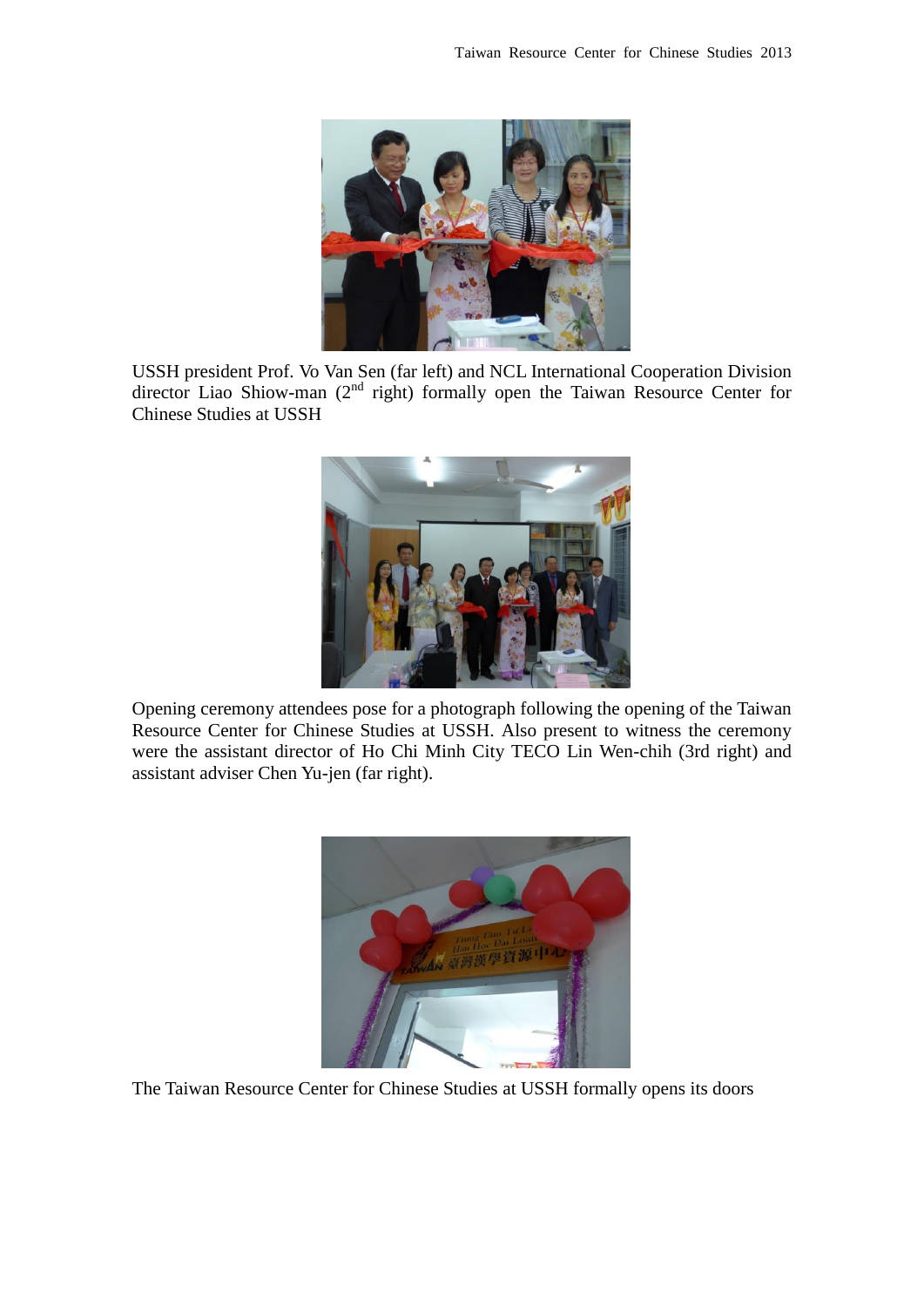USSH president Prof. Vo Van Sen (far left) and NCL International Cooperation Division director Liao Shiow-man (2nd right) formally open the Taiwan Resource Center for Chinese Studies at USSH

Opening ceremony attendees pose for a photograph following the opening of the Taiwan Resource Center for Chinese Studies at USSH. Also present to witness the ceremony were the assistant director of Ho Chi Minh City TECO Lin Wen-chih (3rd right) and assistant adviser Chen Yu-jen (far right).

The Taiwan Resource Center for Chinese Studies at USSH formally opens its doors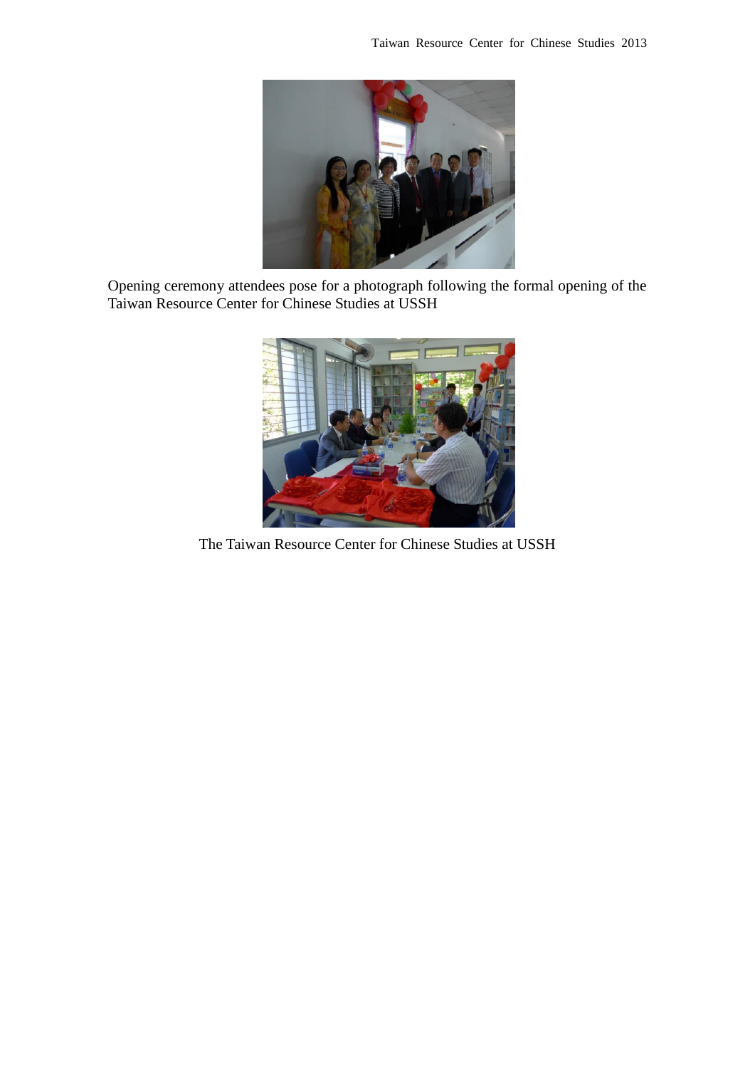Opening ceremony attendees pose for a photograph following the formal opening of the Taiwan Resource Center for Chinese Studies at USSH

The Taiwan Resource Center for Chinese Studies at USSH